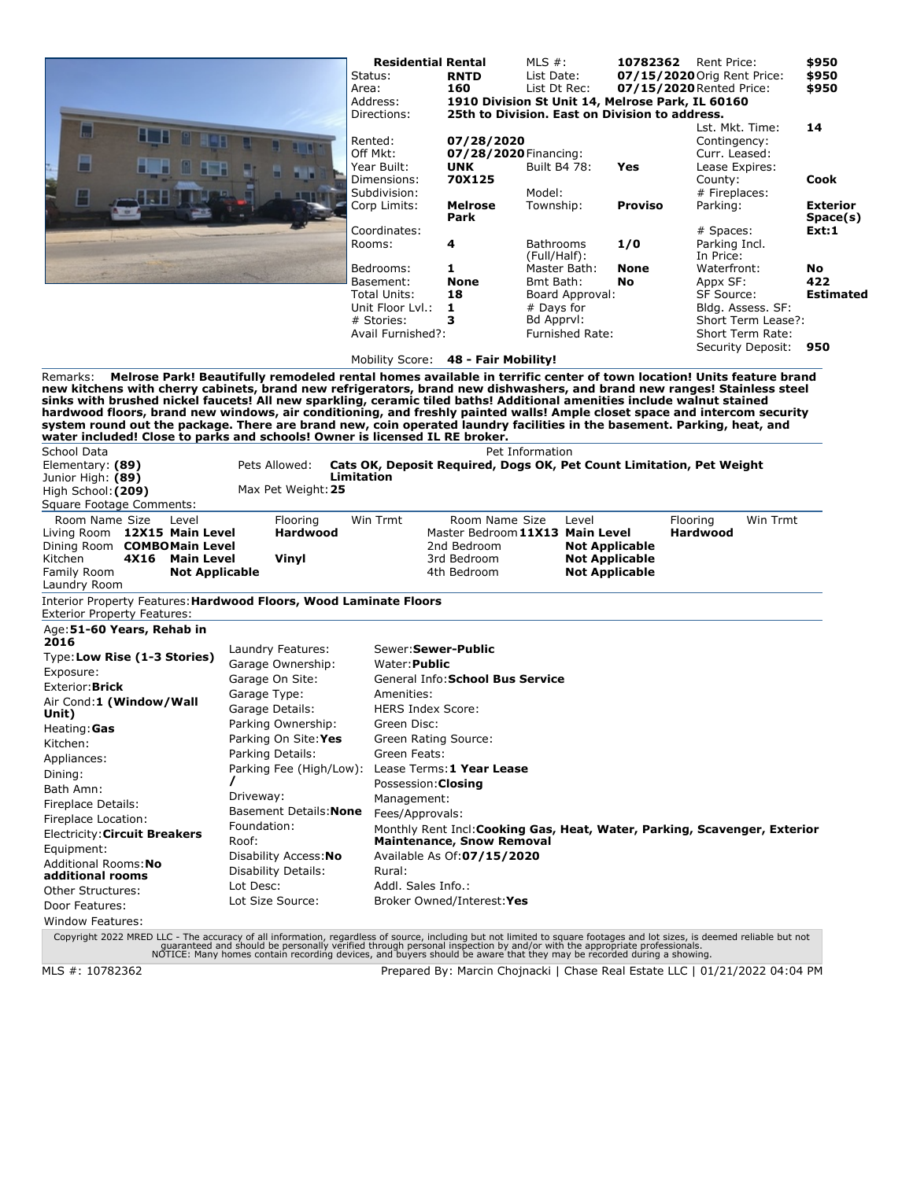**Residential Rental**

| | | | | | |
|---|---|---|---|---|---|
| Status: | **RNTD** | MLS #: | **10782362** | Rent Price: | **$950** |
| Area: | **160** | List Date: | **07/15/2020** | Orig Rent Price: | **$950** |
| | | List Dt Rec: | **07/15/2020** | Rented Price: | **$950** |
| Address: | **1910 Division St Unit 14, Melrose Park, IL 60160** | | | | |
| Directions: | **25th to Division. East on Division to address.** | | | | |
| | | | | Lst. Mkt. Time: | **14** |
| Rented: | **07/28/2020** | | | Contingency: | |
| Off Mkt: | **07/28/2020** | Financing: | | Curr. Leased: | |
| Year Built: | **UNK** | Built B4 78: | **Yes** | Lease Expires: | |
| Dimensions: | **70X125** | | | County: | **Cook** |
| Subdivision: | | Model: | | # Fireplaces: | |
| Corp Limits: | **Melrose Park** | Township: | **Proviso** | Parking: | **Exterior Space(s)** |
| Coordinates: | | | | # Spaces: | **Ext:1** |
| Rooms: | **4** | Bathrooms (Full/Half): | **1/0** | Parking Incl. In Price: | |
| Bedrooms: | **1** | Master Bath: | **None** | Waterfront: | **No** |
| Basement: | **None** | Bmt Bath: | **No** | Appx SF: | **422** |
| Total Units: | **18** | Board Approval: | | SF Source: | **Estimated** |
| Unit Floor Lvl.: | **1** | # Days for Bd Apprvl: | | Bldg. Assess. SF: | |
| # Stories: | **3** | | | Short Term Lease?: | |
| Avail Furnished?: | | Furnished Rate: | | Short Term Rate: | |
| | | | | Security Deposit: | **950** |

Mobility Score: **48 - Fair Mobility!**

Remarks: **Melrose Park! Beautifully remodeled rental homes available in terrific center of town location! Units feature brand new kitchens with cherry cabinets, brand new refrigerators, brand new dishwashers, and brand new ranges! Stainless steel sinks with brushed nickel faucets! All new sparkling, ceramic tiled baths! Additional amenities include walnut stained hardwood floors, brand new windows, air conditioning, and freshly painted walls! Ample closet space and intercom security system round out the package. There are brand new, coin operated laundry facilities in the basement. Parking, heat, and water included! Close to parks and schools! Owner is licensed IL RE broker.**

School Data
Elementary: **(89)**
Junior High: **(89)**
High School: **(209)**

Pet Information
Pets Allowed: **Cats OK, Deposit Required, Dogs OK, Pet Count Limitation, Pet Weight Limitation**
Max Pet Weight: **25**

Square Footage Comments:

| Room Name | Size | Level | Flooring | Win Trmt | Room Name | Size | Level | Flooring | Win Trmt |
|---|---|---|---|---|---|---|---|---|---|
| Living Room | **12X15** | **Main Level** | **Hardwood** | | Master Bedroom | **11X13** | **Main Level** | **Hardwood** | |
| Dining Room | **COMBO** | **Main Level** | | | 2nd Bedroom | | **Not Applicable** | | |
| Kitchen | **4X16** | **Main Level** | **Vinyl** | | 3rd Bedroom | | **Not Applicable** | | |
| Family Room | | **Not Applicable** | | | 4th Bedroom | | **Not Applicable** | | |
| Laundry Room | | | | | | | | | |

Interior Property Features: **Hardwood Floors, Wood Laminate Floors**
Exterior Property Features:

Age: **51-60 Years, Rehab in 2016**
Type: **Low Rise (1-3 Stories)**
Exposure:
Exterior: **Brick**
Air Cond: **1 (Window/Wall Unit)**
Heating: **Gas**
Kitchen:
Appliances:
Dining:
Bath Amn:
Fireplace Details:
Fireplace Location:
Electricity: **Circuit Breakers**
Equipment:
Additional Rooms: **No additional rooms**
Other Structures:
Door Features:
Window Features:

Laundry Features:
Garage Ownership:
Garage On Site:
Garage Type:
Garage Details:
Parking Ownership:
Parking On Site: **Yes**
Parking Details:
Parking Fee (High/Low): **/**
Driveway:
Basement Details: **None**
Foundation:
Roof:
Disability Access: **No**
Disability Details:
Lot Desc:
Lot Size Source:

Sewer: **Sewer-Public**
Water: **Public**
General Info: **School Bus Service**
Amenities:
HERS Index Score:
Green Disc:
Green Rating Source:
Green Feats:
Lease Terms: **1 Year Lease**
Possession: **Closing**
Management:
Fees/Approvals:
Monthly Rent Incl: **Cooking Gas, Heat, Water, Parking, Scavenger, Exterior Maintenance, Snow Removal**
Available As Of: **07/15/2020**
Rural:
Addl. Sales Info.:
Broker Owned/Interest: **Yes**

Copyright 2022 MRED LLC - The accuracy of all information, regardless of source, including but not limited to square footages and lot sizes, is deemed reliable but not guaranteed and should be personally verified through personal inspection by and/or with the appropriate professionals.
NOTICE: Many homes contain recording devices, and buyers should be aware that they may be recorded during a showing.

MLS #: 10782362 Prepared By: Marcin Chojnacki | Chase Real Estate LLC | 01/21/2022 04:04 PM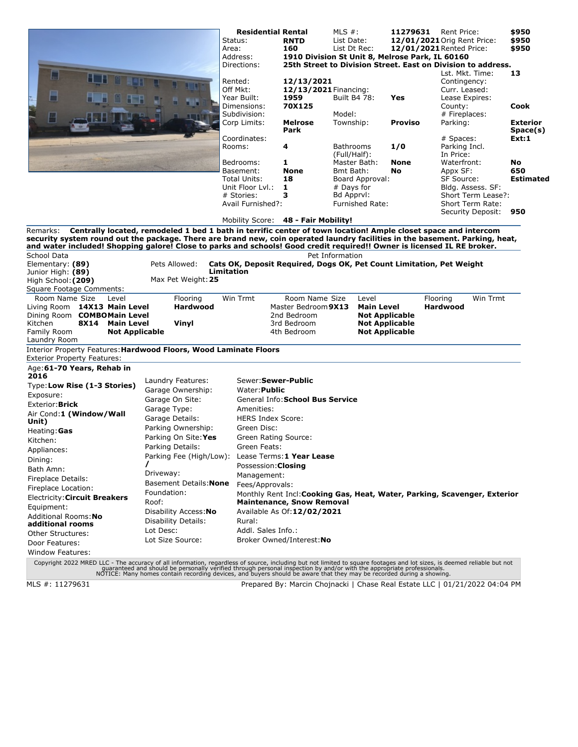**Residential Rental**

| | | | | | |
|---|---|---|---|---|---|
| Status: | **RNTD** | MLS #: | **11279631** | Rent Price: | **$950** |
| Area: | **160** | List Date: | **12/01/2021** | Orig Rent Price: | **$950** |
| | | List Dt Rec: | **12/01/2021** | Rented Price: | **$950** |
| Address: | **1910 Division St Unit 8, Melrose Park, IL 60160** | | | | |
| Directions: | **25th Street to Division Street. East on Division to address.** | | | | |
| | | | | Lst. Mkt. Time: | **13** |
| Rented: | **12/13/2021** | | | Contingency: | |
| Off Mkt: | **12/13/2021** | Financing: | | Curr. Leased: | |
| Year Built: | **1959** | Built B4 78: | **Yes** | Lease Expires: | |
| Dimensions: | **70X125** | | | County: | **Cook** |
| Subdivision: | | Model: | | # Fireplaces: | |
| Corp Limits: | **Melrose Park** | Township: | **Proviso** | Parking: | **Exterior Space(s)** |
| Coordinates: | | | | # Spaces: | **Ext:1** |
| Rooms: | **4** | Bathrooms (Full/Half): | **1/0** | Parking Incl. In Price: | |
| Bedrooms: | **1** | Master Bath: | **None** | Waterfront: | **No** |
| Basement: | **None** | Bmt Bath: | **No** | Appx SF: | **650** |
| Total Units: | **18** | Board Approval: | | SF Source: | **Estimated** |
| Unit Floor Lvl.: | **1** | # Days for Bd Apprvl: | | Bldg. Assess. SF: | |
| # Stories: | **3** | | | Short Term Lease?: | |
| Avail Furnished?: | | Furnished Rate: | | Short Term Rate: | |
| | | | | Security Deposit: | **950** |

Mobility Score: **48 - Fair Mobility!**

Remarks: **Centrally located, remodeled 1 bed 1 bath in terrific center of town location! Ample closet space and intercom security system round out the package. There are brand new, coin operated laundry facilities in the basement. Parking, heat, and water included! Shopping galore! Close to parks and schools! Good credit required!! Owner is licensed IL RE broker.**

School Data
Elementary: **(89)**
Junior High: **(89)**
High School: **(209)**

Pet Information
Pets Allowed: **Cats OK, Deposit Required, Dogs OK, Pet Count Limitation, Pet Weight Limitation**
Max Pet Weight: **25**

Square Footage Comments:

| Room Name | Size | Level | Flooring | Win Trmt | Room Name | Size | Level | Flooring | Win Trmt |
|---|---|---|---|---|---|---|---|---|---|
| Living Room | **14X13** | **Main Level** | **Hardwood** | | Master Bedroom | **9X13** | **Main Level** | **Hardwood** | |
| Dining Room | **COMBO** | **Main Level** | | | 2nd Bedroom | | **Not Applicable** | | |
| Kitchen | **8X14** | **Main Level** | **Vinyl** | | 3rd Bedroom | | **Not Applicable** | | |
| Family Room | | **Not Applicable** | | | 4th Bedroom | | **Not Applicable** | | |
| Laundry Room | | | | | | | | | |

Interior Property Features: **Hardwood Floors, Wood Laminate Floors**
Exterior Property Features:

Age: **61-70 Years, Rehab in 2016**
Type: **Low Rise (1-3 Stories)**
Exposure:
Exterior: **Brick**
Air Cond: **1 (Window/Wall Unit)**
Heating: **Gas**
Kitchen:
Appliances:
Dining:
Bath Amn:
Fireplace Details:
Fireplace Location:
Electricity: **Circuit Breakers**
Equipment:
Additional Rooms: **No additional rooms**
Other Structures:
Door Features:
Window Features:

Laundry Features:
Garage Ownership:
Garage On Site:
Garage Type:
Garage Details:
Parking Ownership:
Parking On Site: **Yes**
Parking Details:
Parking Fee (High/Low): **/**
Driveway:
Basement Details: **None**
Foundation:
Roof:
Disability Access: **No**
Disability Details:
Lot Desc:
Lot Size Source:

Sewer: **Sewer-Public**
Water: **Public**
General Info: **School Bus Service**
Amenities:
HERS Index Score:
Green Disc:
Green Rating Source:
Green Feats:
Lease Terms: **1 Year Lease**
Possession: **Closing**
Management:
Fees/Approvals:
Monthly Rent Incl: **Cooking Gas, Heat, Water, Parking, Scavenger, Exterior Maintenance, Snow Removal**
Available As Of: **12/02/2021**
Rural:
Addl. Sales Info.:
Broker Owned/Interest: **No**

Copyright 2022 MRED LLC - The accuracy of all information, regardless of source, including but not limited to square footages and lot sizes, is deemed reliable but not guaranteed and should be personally verified through personal inspection by and/or with the appropriate professionals.
NOTICE: Many homes contain recording devices, and buyers should be aware that they may be recorded during a showing.

MLS #: 11279631 Prepared By: Marcin Chojnacki | Chase Real Estate LLC | 01/21/2022 04:04 PM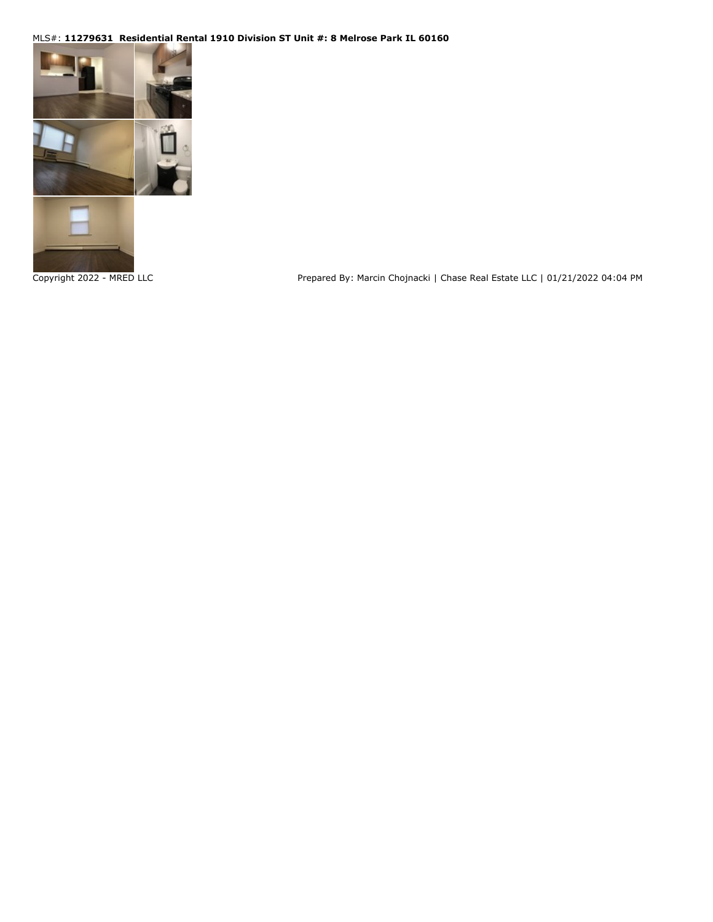MLS#: **11279631 Residential Rental 1910 Division ST Unit #: 8 Melrose Park IL 60160**

Copyright 2022 - MRED LLC

Prepared By: Marcin Chojnacki | Chase Real Estate LLC | 01/21/2022 04:04 PM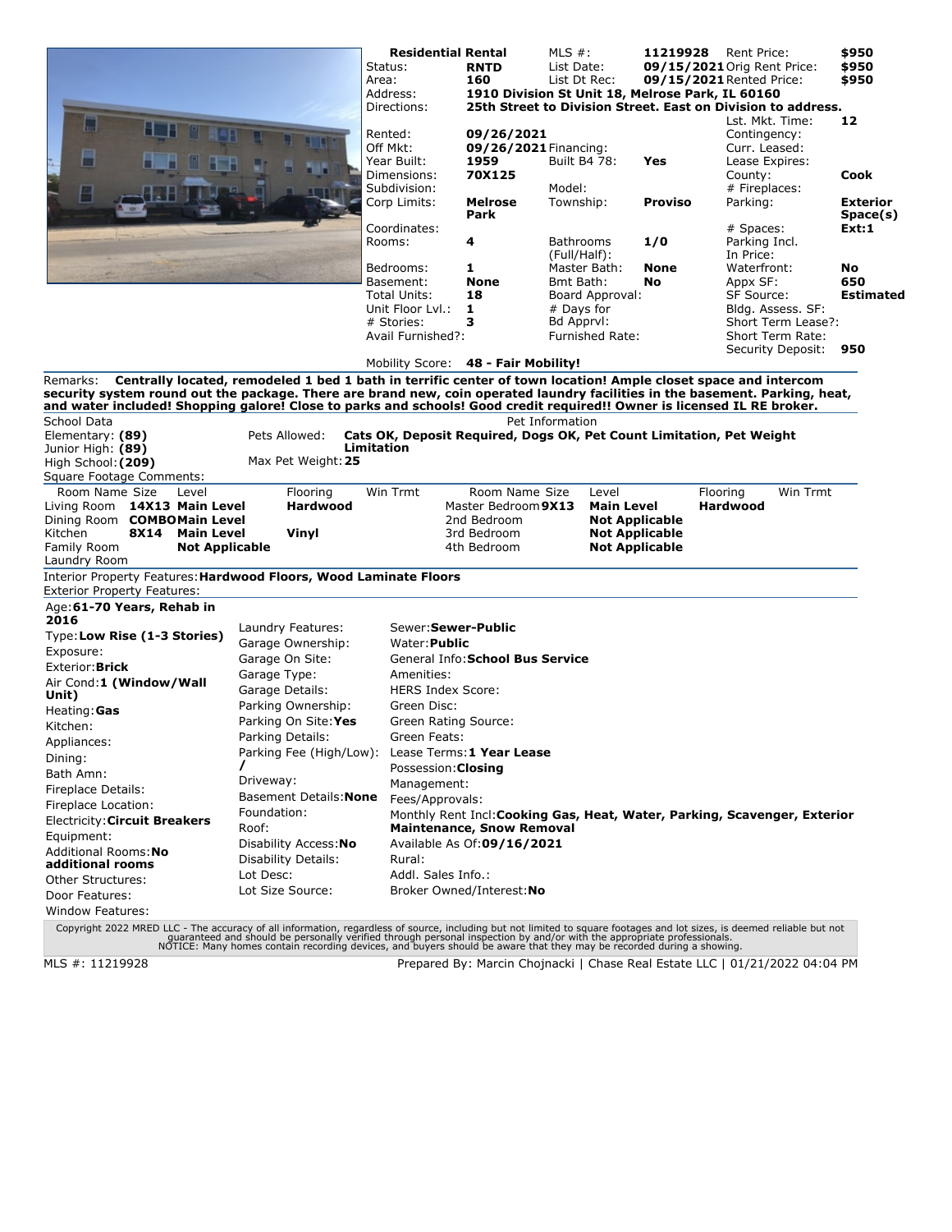**Residential Rental**

| | | | | | |
|---|---|---|---|---|---|
| Status: | **RNTD** | MLS #: | **11219928** | Rent Price: | **$950** |
| Area: | **160** | List Date: | **09/15/2021** | Orig Rent Price: | **$950** |
| Address: | **1910 Division St Unit 18, Melrose Park, IL 60160** | List Dt Rec: | **09/15/2021** | Rented Price: | **$950** |
| Directions: | **25th Street to Division Street. East on Division to address.** | | | Lst. Mkt. Time: | **12** |
| Rented: | **09/26/2021** | | | Contingency: | |
| Off Mkt: | **09/26/2021** | Financing: | | Curr. Leased: | |
| Year Built: | **1959** | Built B4 78: | **Yes** | Lease Expires: | |
| Dimensions: | **70X125** | | | County: | **Cook** |
| Subdivision: | | Model: | | # Fireplaces: | |
| Corp Limits: | **Melrose Park** | Township: | **Proviso** | Parking: | **Exterior Space(s)** |
| Coordinates: | | | | # Spaces: | **Ext:1** |
| Rooms: | **4** | Bathrooms (Full/Half): | **1/0** | Parking Incl. In Price: | |
| Bedrooms: | **1** | Master Bath: | **None** | Waterfront: | **No** |
| Basement: | **None** | Bmt Bath: | **No** | Appx SF: | **650** |
| Total Units: | **18** | Board Approval: | | SF Source: | **Estimated** |
| Unit Floor Lvl.: | **1** | # Days for Bd Apprvl: | | Bldg. Assess. SF: | |
| # Stories: | **3** | | | Short Term Lease?: | |
| Avail Furnished?: | | Furnished Rate: | | Short Term Rate: | |
| | | | | Security Deposit: | **950** |

Mobility Score: **48 - Fair Mobility!**

Remarks: **Centrally located, remodeled 1 bed 1 bath in terrific center of town location! Ample closet space and intercom security system round out the package. There are brand new, coin operated laundry facilities in the basement. Parking, heat, and water included! Shopping galore! Close to parks and schools! Good credit required!! Owner is licensed IL RE broker.**

School Data
Elementary: **(89)**
Junior High: **(89)**
High School: **(209)**
Square Footage Comments:

Pet Information
Pets Allowed: **Cats OK, Deposit Required, Dogs OK, Pet Count Limitation, Pet Weight Limitation**
Max Pet Weight: **25**

| Room Name | Size | Level | Flooring | Win Trmt | Room Name | Size | Level | Flooring | Win Trmt |
|---|---|---|---|---|---|---|---|---|---|
| Living Room | **14X13** | **Main Level** | **Hardwood** | | Master Bedroom | **9X13** | **Main Level** | **Hardwood** | |
| Dining Room | **COMBO** | **Main Level** | | | 2nd Bedroom | | **Not Applicable** | | |
| Kitchen | **8X14** | **Main Level** | **Vinyl** | | 3rd Bedroom | | **Not Applicable** | | |
| Family Room | | **Not Applicable** | | | 4th Bedroom | | **Not Applicable** | | |
| Laundry Room | | | | | | | | | |

Interior Property Features: **Hardwood Floors, Wood Laminate Floors**
Exterior Property Features:

Age: **61-70 Years, Rehab in 2016**
Type: **Low Rise (1-3 Stories)**
Exposure:
Exterior: **Brick**
Air Cond: **1 (Window/Wall Unit)**
Heating: **Gas**
Kitchen:
Appliances:
Dining:
Bath Amn:
Fireplace Details:
Fireplace Location:
Electricity: **Circuit Breakers**
Equipment:
Additional Rooms: **No additional rooms**
Other Structures:
Door Features:
Window Features:

Laundry Features:
Garage Ownership:
Garage On Site:
Garage Type:
Garage Details:
Parking Ownership:
Parking On Site: **Yes**
Parking Details:
Parking Fee (High/Low): **/**
Driveway:
Basement Details: **None**
Foundation:
Roof:
Disability Access: **No**
Disability Details:
Lot Desc:
Lot Size Source:

Sewer: **Sewer-Public**
Water: **Public**
General Info: **School Bus Service**
Amenities:
HERS Index Score:
Green Disc:
Green Rating Source:
Green Feats:
Lease Terms: **1 Year Lease**
Possession: **Closing**
Management:
Fees/Approvals:
Monthly Rent Incl: **Cooking Gas, Heat, Water, Parking, Scavenger, Exterior Maintenance, Snow Removal**
Available As Of: **09/16/2021**
Rural:
Addl. Sales Info.:
Broker Owned/Interest: **No**

Copyright 2022 MRED LLC - The accuracy of all information, regardless of source, including but not limited to square footages and lot sizes, is deemed reliable but not guaranteed and should be personally verified through personal inspection by and/or with the appropriate professionals.
NOTICE: Many homes contain recording devices, and buyers should be aware that they may be recorded during a showing.

MLS #: 11219928 Prepared By: Marcin Chojnacki | Chase Real Estate LLC | 01/21/2022 04:04 PM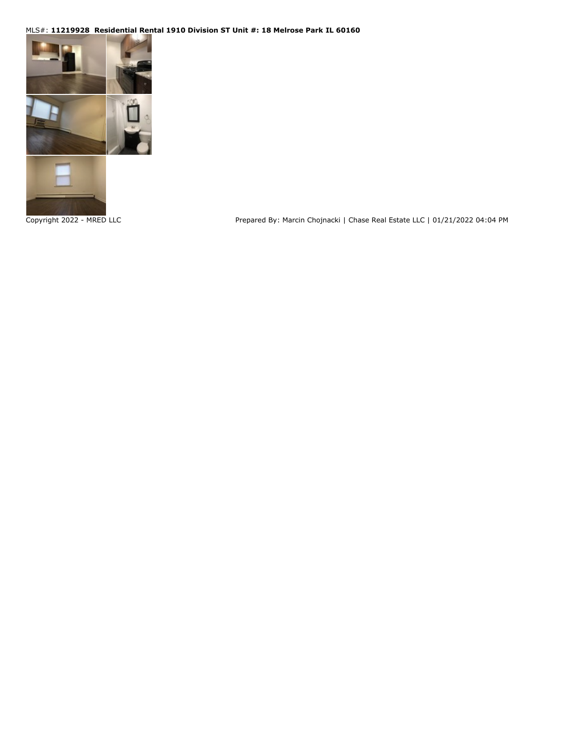MLS#: **11219928 Residential Rental 1910 Division ST Unit #: 18 Melrose Park IL 60160**

Copyright 2022 - MRED LLC

Prepared By: Marcin Chojnacki | Chase Real Estate LLC | 01/21/2022 04:04 PM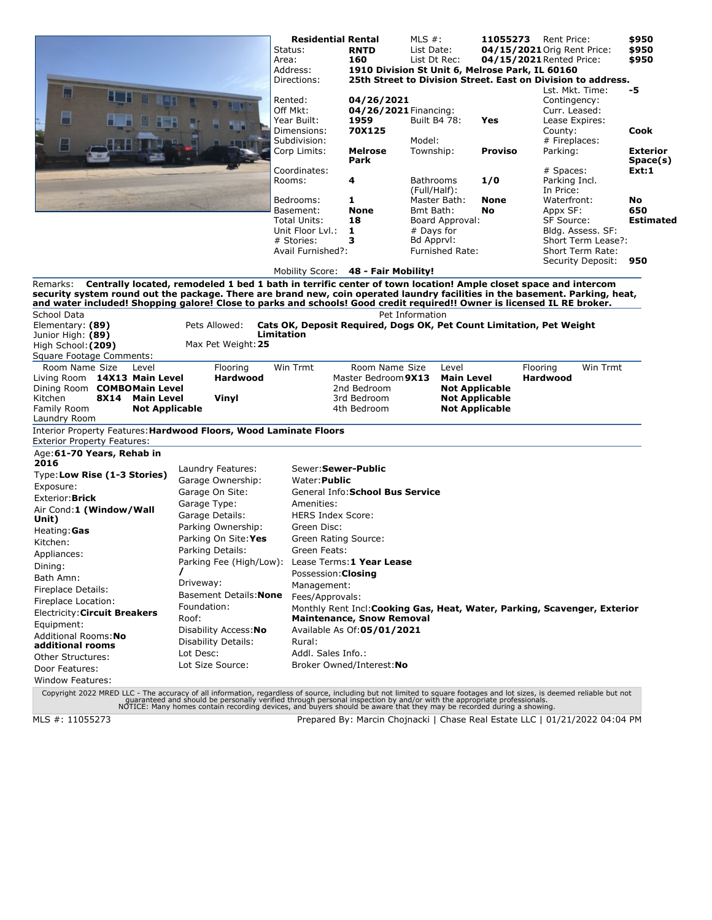| | | | | | |
|---|---|---|---|---|---|
| **Residential Rental** | | MLS #: | **11055273** | Rent Price: | **$950** |
| Status: | **RNTD** | List Date: | **04/15/2021** | Orig Rent Price: | **$950** |
| Area: | **160** | List Dt Rec: | **04/15/2021** | Rented Price: | **$950** |
| Address: | **1910 Division St Unit 6, Melrose Park, IL 60160** | | | | |
| Directions: | **25th Street to Division Street. East on Division to address.** | | | | |
| | | | | Lst. Mkt. Time: | **-5** |
| Rented: | **04/26/2021** | | | Contingency: | |
| Off Mkt: | **04/26/2021** | Financing: | | Curr. Leased: | |
| Year Built: | **1959** | Built B4 78: | **Yes** | Lease Expires: | |
| Dimensions: | **70X125** | | | County: | **Cook** |
| Subdivision: | | Model: | | # Fireplaces: | |
| Corp Limits: | **Melrose Park** | Township: | **Proviso** | Parking: | **Exterior Space(s)** |
| Coordinates: | | | | # Spaces: | **Ext:1** |
| Rooms: | **4** | Bathrooms (Full/Half): | **1/0** | Parking Incl. In Price: | |
| Bedrooms: | **1** | Master Bath: | **None** | Waterfront: | **No** |
| Basement: | **None** | Bmt Bath: | **No** | Appx SF: | **650** |
| Total Units: | **18** | Board Approval: | | SF Source: | **Estimated** |
| Unit Floor Lvl.: | **1** | # Days for Bd Apprvl: | | Bldg. Assess. SF: | |
| # Stories: | **3** | | | Short Term Lease?: | |
| Avail Furnished?: | | Furnished Rate: | | Short Term Rate: | |
| | | | | Security Deposit: | **950** |
| Mobility Score: | **48 - Fair Mobility!** | | | | |

Remarks: **Centrally located, remodeled 1 bed 1 bath in terrific center of town location! Ample closet space and intercom security system round out the package. There are brand new, coin operated laundry facilities in the basement. Parking, heat, and water included! Shopping galore! Close to parks and schools! Good credit required!! Owner is licensed IL RE broker.**

School Data
Elementary: **(89)**
Junior High: **(89)**
High School: **(209)**

Pet Information
Pets Allowed: **Cats OK, Deposit Required, Dogs OK, Pet Count Limitation, Pet Weight Limitation**
Max Pet Weight: **25**

Square Footage Comments:

| Room Name | Size | Level | Flooring | Win Trmt | Room Name | Size | Level | Flooring | Win Trmt |
|---|---|---|---|---|---|---|---|---|---|
| Living Room | **14X13** | **Main Level** | **Hardwood** | | Master Bedroom | **9X13** | **Main Level** | **Hardwood** | |
| Dining Room | **COMBO** | **Main Level** | | | 2nd Bedroom | | **Not Applicable** | | |
| Kitchen | **8X14** | **Main Level** | **Vinyl** | | 3rd Bedroom | | **Not Applicable** | | |
| Family Room | | **Not Applicable** | | | 4th Bedroom | | **Not Applicable** | | |
| Laundry Room | | | | | | | | | |

Interior Property Features: **Hardwood Floors, Wood Laminate Floors**
Exterior Property Features:

Age: **61-70 Years, Rehab in 2016**
Type: **Low Rise (1-3 Stories)**
Exposure:
Exterior: **Brick**
Air Cond: **1 (Window/Wall Unit)**
Heating: **Gas**
Kitchen:
Appliances:
Dining:
Bath Amn:
Fireplace Details:
Fireplace Location:
Electricity: **Circuit Breakers**
Equipment:
Additional Rooms: **No additional rooms**
Other Structures:
Door Features:
Window Features:

Laundry Features:
Garage Ownership:
Garage On Site:
Garage Type:
Garage Details:
Parking Ownership:
Parking On Site: **Yes**
Parking Details:
Parking Fee (High/Low): **/**
Driveway:
Basement Details: **None**
Foundation:
Roof:
Disability Access: **No**
Disability Details:
Lot Desc:
Lot Size Source:

Sewer: **Sewer-Public**
Water: **Public**
General Info: **School Bus Service**
Amenities:
HERS Index Score:
Green Disc:
Green Rating Source:
Green Feats:
Lease Terms: **1 Year Lease**
Possession: **Closing**
Management:
Fees/Approvals:
Monthly Rent Incl: **Cooking Gas, Heat, Water, Parking, Scavenger, Exterior Maintenance, Snow Removal**
Available As Of: **05/01/2021**
Rural:
Addl. Sales Info.:
Broker Owned/Interest: **No**

Copyright 2022 MRED LLC - The accuracy of all information, regardless of source, including but not limited to square footages and lot sizes, is deemed reliable but not guaranteed and should be personally verified through personal inspection by and/or with the appropriate professionals.
NOTICE: Many homes contain recording devices, and buyers should be aware that they may be recorded during a showing.

MLS #: 11055273 Prepared By: Marcin Chojnacki | Chase Real Estate LLC | 01/21/2022 04:04 PM